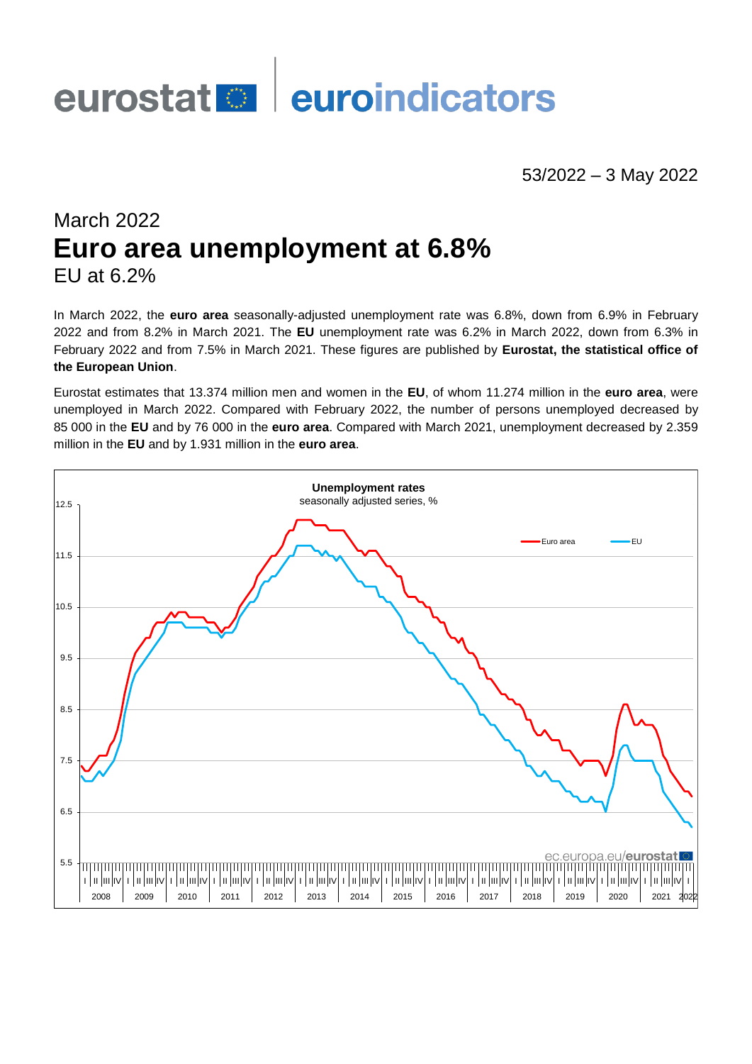# eurostat | euroindicators

53/2022 – 3 May 2022

## March 2022
# Euro area unemployment at 6.8%
EU at 6.2%

In March 2022, the **euro area** seasonally-adjusted unemployment rate was 6.8%, down from 6.9% in February 2022 and from 8.2% in March 2021. The **EU** unemployment rate was 6.2% in March 2022, down from 6.3% in February 2022 and from 7.5% in March 2021. These figures are published by **Eurostat, the statistical office of the European Union**.

Eurostat estimates that 13.374 million men and women in the **EU**, of whom 11.274 million in the **euro area**, were unemployed in March 2022. Compared with February 2022, the number of persons unemployed decreased by 85 000 in the **EU** and by 76 000 in the **euro area**. Compared with March 2021, unemployment decreased by 2.359 million in the **EU** and by 1.931 million in the **euro area**.

**Unemployment rates**
seasonally adjusted series, %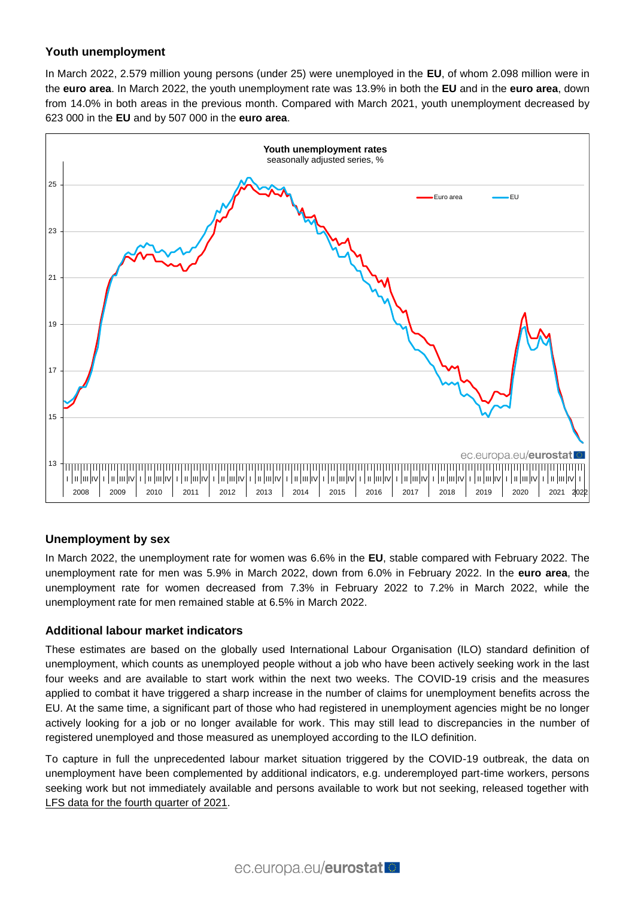## Youth unemployment

In March 2022, 2.579 million young persons (under 25) were unemployed in the **EU**, of whom 2.098 million were in the **euro area**. In March 2022, the youth unemployment rate was 13.9% in both the **EU** and in the **euro area**, down from 14.0% in both areas in the previous month. Compared with March 2021, youth unemployment decreased by 623 000 in the **EU** and by 507 000 in the **euro area**.

**Youth unemployment rates**
seasonally adjusted series, %

## Unemployment by sex

In March 2022, the unemployment rate for women was 6.6% in the **EU**, stable compared with February 2022. The unemployment rate for men was 5.9% in March 2022, down from 6.0% in February 2022. In the **euro area**, the unemployment rate for women decreased from 7.3% in February 2022 to 7.2% in March 2022, while the unemployment rate for men remained stable at 6.5% in March 2022.

## Additional labour market indicators

These estimates are based on the globally used International Labour Organisation (ILO) standard definition of unemployment, which counts as unemployed people without a job who have been actively seeking work in the last four weeks and are available to start work within the next two weeks. The COVID-19 crisis and the measures applied to combat it have triggered a sharp increase in the number of claims for unemployment benefits across the EU. At the same time, a significant part of those who had registered in unemployment agencies might be no longer actively looking for a job or no longer available for work. This may still lead to discrepancies in the number of registered unemployed and those measured as unemployed according to the ILO definition.

To capture in full the unprecedented labour market situation triggered by the COVID-19 outbreak, the data on unemployment have been complemented by additional indicators, e.g. underemployed part-time workers, persons seeking work but not immediately available and persons available to work but not seeking, released together with LFS data for the fourth quarter of 2021.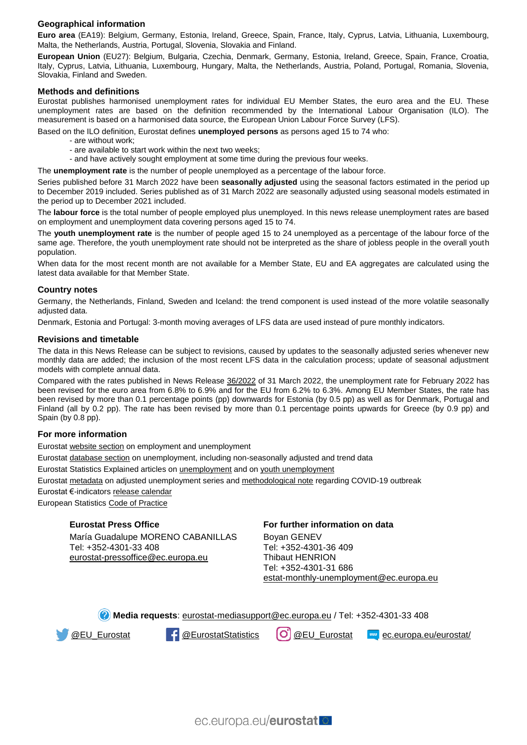### Geographical information

**Euro area** (EA19): Belgium, Germany, Estonia, Ireland, Greece, Spain, France, Italy, Cyprus, Latvia, Lithuania, Luxembourg, Malta, the Netherlands, Austria, Portugal, Slovenia, Slovakia and Finland.

**European Union** (EU27): Belgium, Bulgaria, Czechia, Denmark, Germany, Estonia, Ireland, Greece, Spain, France, Croatia, Italy, Cyprus, Latvia, Lithuania, Luxembourg, Hungary, Malta, the Netherlands, Austria, Poland, Portugal, Romania, Slovenia, Slovakia, Finland and Sweden.

### Methods and definitions

Eurostat publishes harmonised unemployment rates for individual EU Member States, the euro area and the EU. These unemployment rates are based on the definition recommended by the International Labour Organisation (ILO). The measurement is based on a harmonised data source, the European Union Labour Force Survey (LFS).

Based on the ILO definition, Eurostat defines **unemployed persons** as persons aged 15 to 74 who:

- are without work;
- are available to start work within the next two weeks;
- and have actively sought employment at some time during the previous four weeks.

The **unemployment rate** is the number of people unemployed as a percentage of the labour force.

Series published before 31 March 2022 have been **seasonally adjusted** using the seasonal factors estimated in the period up to December 2019 included. Series published as of 31 March 2022 are seasonally adjusted using seasonal models estimated in the period up to December 2021 included.

The **labour force** is the total number of people employed plus unemployed. In this news release unemployment rates are based on employment and unemployment data covering persons aged 15 to 74.

The **youth unemployment rate** is the number of people aged 15 to 24 unemployed as a percentage of the labour force of the same age. Therefore, the youth unemployment rate should not be interpreted as the share of jobless people in the overall youth population.

When data for the most recent month are not available for a Member State, EU and EA aggregates are calculated using the latest data available for that Member State.

### Country notes

Germany, the Netherlands, Finland, Sweden and Iceland: the trend component is used instead of the more volatile seasonally adjusted data.

Denmark, Estonia and Portugal: 3-month moving averages of LFS data are used instead of pure monthly indicators.

### Revisions and timetable

The data in this News Release can be subject to revisions, caused by updates to the seasonally adjusted series whenever new monthly data are added; the inclusion of the most recent LFS data in the calculation process; update of seasonal adjustment models with complete annual data.

Compared with the rates published in News Release 36/2022 of 31 March 2022, the unemployment rate for February 2022 has been revised for the euro area from 6.8% to 6.9% and for the EU from 6.2% to 6.3%. Among EU Member States, the rate has been revised by more than 0.1 percentage points (pp) downwards for Estonia (by 0.5 pp) as well as for Denmark, Portugal and Finland (all by 0.2 pp). The rate has been revised by more than 0.1 percentage points upwards for Greece (by 0.9 pp) and Spain (by 0.8 pp).

### For more information

Eurostat website section on employment and unemployment

Eurostat database section on unemployment, including non-seasonally adjusted and trend data

Eurostat Statistics Explained articles on unemployment and on youth unemployment

Eurostat metadata on adjusted unemployment series and methodological note regarding COVID-19 outbreak

Eurostat €-indicators release calendar

European Statistics Code of Practice

**Eurostat Press Office**

María Guadalupe MORENO CABANILLAS
Tel: +352-4301-33 408
eurostat-pressoffice@ec.europa.eu

**For further information on data**

Boyan GENEV
Tel: +352-4301-36 409
Thibaut HENRION
Tel: +352-4301-31 686
estat-monthly-unemployment@ec.europa.eu

**Media requests**: eurostat-mediasupport@ec.europa.eu / Tel: +352-4301-33 408

@EU_Eurostat   @EurostatStatistics   @EU_Eurostat   ec.europa.eu/eurostat/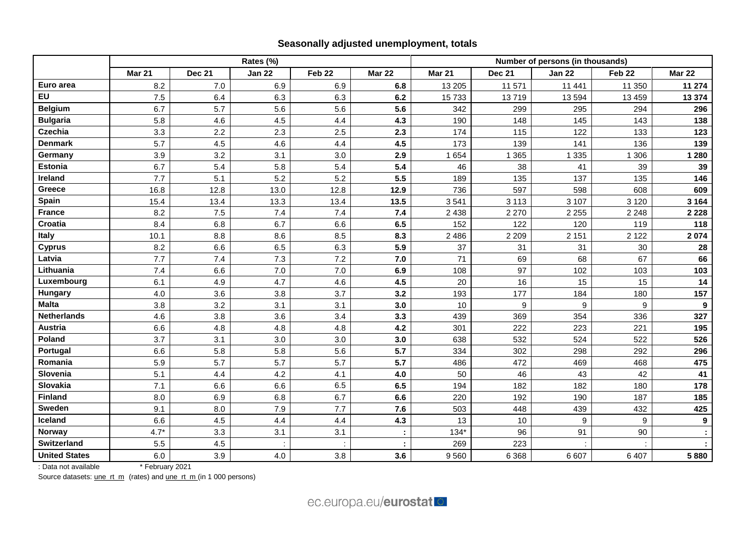## Seasonally adjusted unemployment, totals

| | Rates (%) | | | | | Number of persons (in thousands) | | | | |
|---|---|---|---|---|---|---|---|---|---|---|
| | Mar 21 | Dec 21 | Jan 22 | Feb 22 | Mar 22 | Mar 21 | Dec 21 | Jan 22 | Feb 22 | Mar 22 |
| **Euro area** | 8.2 | 7.0 | 6.9 | 6.9 | **6.8** | 13 205 | 11 571 | 11 441 | 11 350 | **11 274** |
| **EU** | 7.5 | 6.4 | 6.3 | 6.3 | **6.2** | 15 733 | 13 719 | 13 594 | 13 459 | **13 374** |
| **Belgium** | 6.7 | 5.7 | 5.6 | 5.6 | **5.6** | 342 | 299 | 295 | 294 | **296** |
| **Bulgaria** | 5.8 | 4.6 | 4.5 | 4.4 | **4.3** | 190 | 148 | 145 | 143 | **138** |
| **Czechia** | 3.3 | 2.2 | 2.3 | 2.5 | **2.3** | 174 | 115 | 122 | 133 | **123** |
| **Denmark** | 5.7 | 4.5 | 4.6 | 4.4 | **4.5** | 173 | 139 | 141 | 136 | **139** |
| **Germany** | 3.9 | 3.2 | 3.1 | 3.0 | **2.9** | 1 654 | 1 365 | 1 335 | 1 306 | **1 280** |
| **Estonia** | 6.7 | 5.4 | 5.8 | 5.4 | **5.4** | 46 | 38 | 41 | 39 | **39** |
| **Ireland** | 7.7 | 5.1 | 5.2 | 5.2 | **5.5** | 189 | 135 | 137 | 135 | **146** |
| **Greece** | 16.8 | 12.8 | 13.0 | 12.8 | **12.9** | 736 | 597 | 598 | 608 | **609** |
| **Spain** | 15.4 | 13.4 | 13.3 | 13.4 | **13.5** | 3 541 | 3 113 | 3 107 | 3 120 | **3 164** |
| **France** | 8.2 | 7.5 | 7.4 | 7.4 | **7.4** | 2 438 | 2 270 | 2 255 | 2 248 | **2 228** |
| **Croatia** | 8.4 | 6.8 | 6.7 | 6.6 | **6.5** | 152 | 122 | 120 | 119 | **118** |
| **Italy** | 10.1 | 8.8 | 8.6 | 8.5 | **8.3** | 2 486 | 2 209 | 2 151 | 2 122 | **2 074** |
| **Cyprus** | 8.2 | 6.6 | 6.5 | 6.3 | **5.9** | 37 | 31 | 31 | 30 | **28** |
| **Latvia** | 7.7 | 7.4 | 7.3 | 7.2 | **7.0** | 71 | 69 | 68 | 67 | **66** |
| **Lithuania** | 7.4 | 6.6 | 7.0 | 7.0 | **6.9** | 108 | 97 | 102 | 103 | **103** |
| **Luxembourg** | 6.1 | 4.9 | 4.7 | 4.6 | **4.5** | 20 | 16 | 15 | 15 | **14** |
| **Hungary** | 4.0 | 3.6 | 3.8 | 3.7 | **3.2** | 193 | 177 | 184 | 180 | **157** |
| **Malta** | 3.8 | 3.2 | 3.1 | 3.1 | **3.0** | 10 | 9 | 9 | 9 | **9** |
| **Netherlands** | 4.6 | 3.8 | 3.6 | 3.4 | **3.3** | 439 | 369 | 354 | 336 | **327** |
| **Austria** | 6.6 | 4.8 | 4.8 | 4.8 | **4.2** | 301 | 222 | 223 | 221 | **195** |
| **Poland** | 3.7 | 3.1 | 3.0 | 3.0 | **3.0** | 638 | 532 | 524 | 522 | **526** |
| **Portugal** | 6.6 | 5.8 | 5.8 | 5.6 | **5.7** | 334 | 302 | 298 | 292 | **296** |
| **Romania** | 5.9 | 5.7 | 5.7 | 5.7 | **5.7** | 486 | 472 | 469 | 468 | **475** |
| **Slovenia** | 5.1 | 4.4 | 4.2 | 4.1 | **4.0** | 50 | 46 | 43 | 42 | **41** |
| **Slovakia** | 7.1 | 6.6 | 6.6 | 6.5 | **6.5** | 194 | 182 | 182 | 180 | **178** |
| **Finland** | 8.0 | 6.9 | 6.8 | 6.7 | **6.6** | 220 | 192 | 190 | 187 | **185** |
| **Sweden** | 9.1 | 8.0 | 7.9 | 7.7 | **7.6** | 503 | 448 | 439 | 432 | **425** |
| **Iceland** | 6.6 | 4.5 | 4.4 | 4.4 | **4.3** | 13 | 10 | 9 | 9 | **9** |
| **Norway** | 4.7* | 3.3 | 3.1 | 3.1 | **:** | 134* | 96 | 91 | 90 | **:** |
| **Switzerland** | 5.5 | 4.5 | : | : | **:** | 269 | 223 | : | : | **:** |
| **United States** | 6.0 | 3.9 | 4.0 | 3.8 | **3.6** | 9 560 | 6 368 | 6 607 | 6 407 | **5 880** |

: Data not available * February 2021

Source datasets: une_rt_m (rates) and une_rt_m (in 1 000 persons)

ec.europa.eu/**eurostat**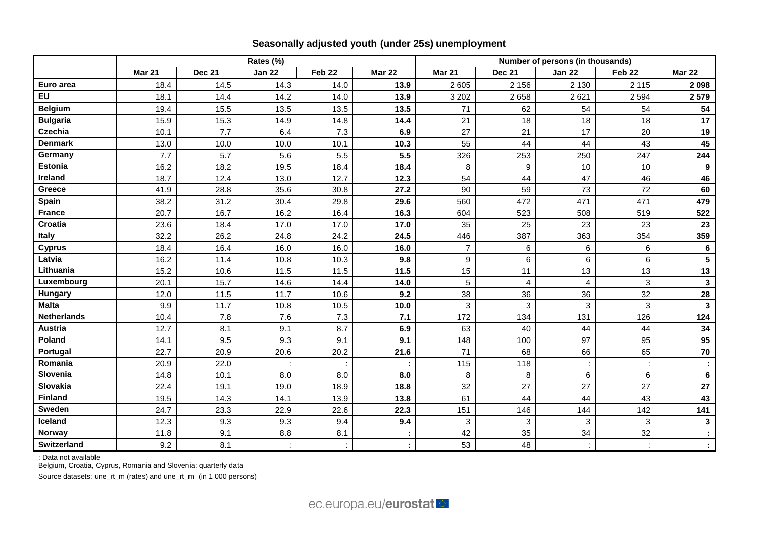## Seasonally adjusted youth (under 25s) unemployment

| | Rates (%) | | | | | Number of persons (in thousands) | | | | |
|---|---|---|---|---|---|---|---|---|---|---|
| | Mar 21 | Dec 21 | Jan 22 | Feb 22 | Mar 22 | Mar 21 | Dec 21 | Jan 22 | Feb 22 | Mar 22 |
| **Euro area** | 18.4 | 14.5 | 14.3 | 14.0 | **13.9** | 2 605 | 2 156 | 2 130 | 2 115 | **2 098** |
| **EU** | 18.1 | 14.4 | 14.2 | 14.0 | **13.9** | 3 202 | 2 658 | 2 621 | 2 594 | **2 579** |
| **Belgium** | 19.4 | 15.5 | 13.5 | 13.5 | **13.5** | 71 | 62 | 54 | 54 | **54** |
| **Bulgaria** | 15.9 | 15.3 | 14.9 | 14.8 | **14.4** | 21 | 18 | 18 | 18 | **17** |
| **Czechia** | 10.1 | 7.7 | 6.4 | 7.3 | **6.9** | 27 | 21 | 17 | 20 | **19** |
| **Denmark** | 13.0 | 10.0 | 10.0 | 10.1 | **10.3** | 55 | 44 | 44 | 43 | **45** |
| **Germany** | 7.7 | 5.7 | 5.6 | 5.5 | **5.5** | 326 | 253 | 250 | 247 | **244** |
| **Estonia** | 16.2 | 18.2 | 19.5 | 18.4 | **18.4** | 8 | 9 | 10 | 10 | **9** |
| **Ireland** | 18.7 | 12.4 | 13.0 | 12.7 | **12.3** | 54 | 44 | 47 | 46 | **46** |
| **Greece** | 41.9 | 28.8 | 35.6 | 30.8 | **27.2** | 90 | 59 | 73 | 72 | **60** |
| **Spain** | 38.2 | 31.2 | 30.4 | 29.8 | **29.6** | 560 | 472 | 471 | 471 | **479** |
| **France** | 20.7 | 16.7 | 16.2 | 16.4 | **16.3** | 604 | 523 | 508 | 519 | **522** |
| **Croatia** | 23.6 | 18.4 | 17.0 | 17.0 | **17.0** | 35 | 25 | 23 | 23 | **23** |
| **Italy** | 32.2 | 26.2 | 24.8 | 24.2 | **24.5** | 446 | 387 | 363 | 354 | **359** |
| **Cyprus** | 18.4 | 16.4 | 16.0 | 16.0 | **16.0** | 7 | 6 | 6 | 6 | **6** |
| **Latvia** | 16.2 | 11.4 | 10.8 | 10.3 | **9.8** | 9 | 6 | 6 | 6 | **5** |
| **Lithuania** | 15.2 | 10.6 | 11.5 | 11.5 | **11.5** | 15 | 11 | 13 | 13 | **13** |
| **Luxembourg** | 20.1 | 15.7 | 14.6 | 14.4 | **14.0** | 5 | 4 | 4 | 3 | **3** |
| **Hungary** | 12.0 | 11.5 | 11.7 | 10.6 | **9.2** | 38 | 36 | 36 | 32 | **28** |
| **Malta** | 9.9 | 11.7 | 10.8 | 10.5 | **10.0** | 3 | 3 | 3 | 3 | **3** |
| **Netherlands** | 10.4 | 7.8 | 7.6 | 7.3 | **7.1** | 172 | 134 | 131 | 126 | **124** |
| **Austria** | 12.7 | 8.1 | 9.1 | 8.7 | **6.9** | 63 | 40 | 44 | 44 | **34** |
| **Poland** | 14.1 | 9.5 | 9.3 | 9.1 | **9.1** | 148 | 100 | 97 | 95 | **95** |
| **Portugal** | 22.7 | 20.9 | 20.6 | 20.2 | **21.6** | 71 | 68 | 66 | 65 | **70** |
| **Romania** | 20.9 | 22.0 | : | : | **:** | 115 | 118 | : | : | **:** |
| **Slovenia** | 14.8 | 10.1 | 8.0 | 8.0 | **8.0** | 8 | 8 | 6 | 6 | **6** |
| **Slovakia** | 22.4 | 19.1 | 19.0 | 18.9 | **18.8** | 32 | 27 | 27 | 27 | **27** |
| **Finland** | 19.5 | 14.3 | 14.1 | 13.9 | **13.8** | 61 | 44 | 44 | 43 | **43** |
| **Sweden** | 24.7 | 23.3 | 22.9 | 22.6 | **22.3** | 151 | 146 | 144 | 142 | **141** |
| **Iceland** | 12.3 | 9.3 | 9.3 | 9.4 | **9.4** | 3 | 3 | 3 | 3 | **3** |
| **Norway** | 11.8 | 9.1 | 8.8 | 8.1 | **:** | 42 | 35 | 34 | 32 | **:** |
| **Switzerland** | 9.2 | 8.1 | : | : | **:** | 53 | 48 | : | : | **:** |

: Data not available

Belgium, Croatia, Cyprus, Romania and Slovenia: quarterly data

Source datasets: une_rt_m (rates) and une_rt_m (in 1 000 persons)

ec.europa.eu/eurostat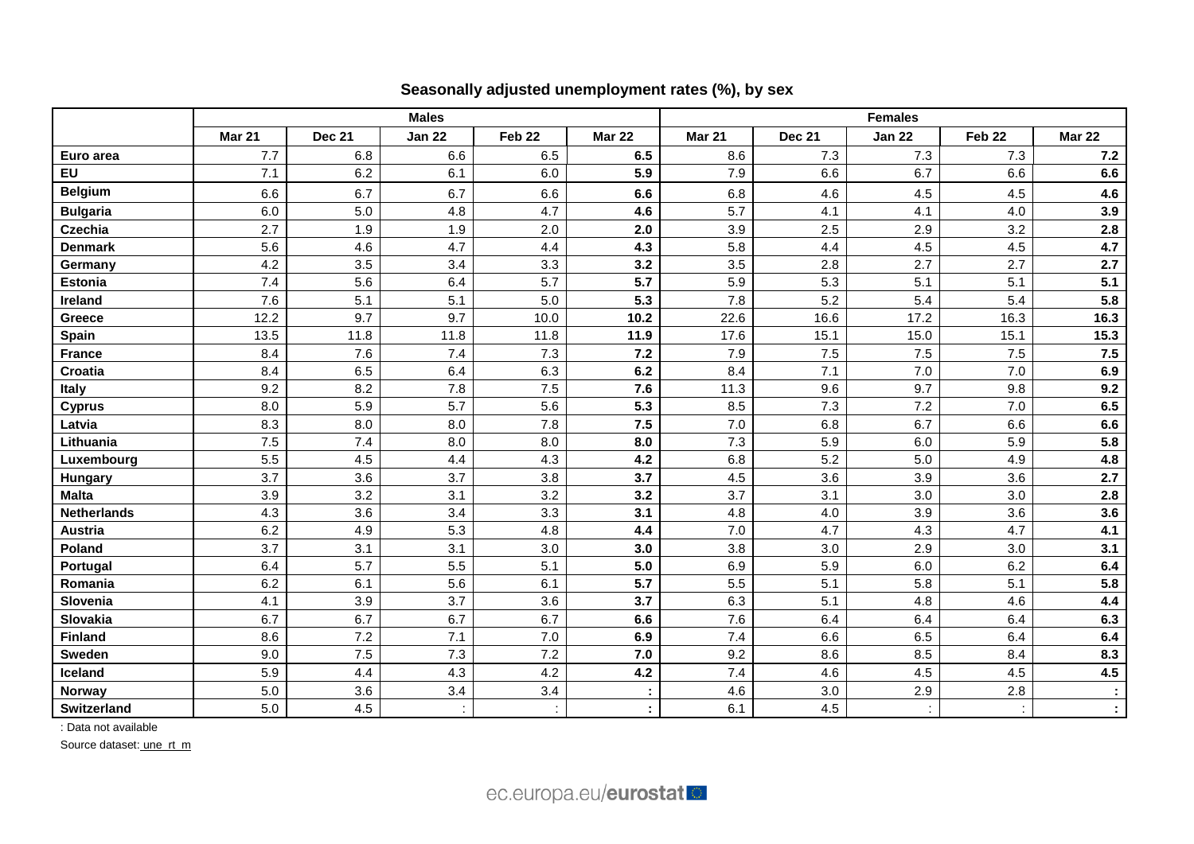## Seasonally adjusted unemployment rates (%), by sex

| | Males | | | | | Females | | | | |
|---|---|---|---|---|---|---|---|---|---|---|
| | Mar 21 | Dec 21 | Jan 22 | Feb 22 | Mar 22 | Mar 21 | Dec 21 | Jan 22 | Feb 22 | Mar 22 |
| **Euro area** | 7.7 | 6.8 | 6.6 | 6.5 | **6.5** | 8.6 | 7.3 | 7.3 | 7.3 | **7.2** |
| **EU** | 7.1 | 6.2 | 6.1 | 6.0 | **5.9** | 7.9 | 6.6 | 6.7 | 6.6 | **6.6** |
| **Belgium** | 6.6 | 6.7 | 6.7 | 6.6 | **6.6** | 6.8 | 4.6 | 4.5 | 4.5 | **4.6** |
| **Bulgaria** | 6.0 | 5.0 | 4.8 | 4.7 | **4.6** | 5.7 | 4.1 | 4.1 | 4.0 | **3.9** |
| **Czechia** | 2.7 | 1.9 | 1.9 | 2.0 | **2.0** | 3.9 | 2.5 | 2.9 | 3.2 | **2.8** |
| **Denmark** | 5.6 | 4.6 | 4.7 | 4.4 | **4.3** | 5.8 | 4.4 | 4.5 | 4.5 | **4.7** |
| **Germany** | 4.2 | 3.5 | 3.4 | 3.3 | **3.2** | 3.5 | 2.8 | 2.7 | 2.7 | **2.7** |
| **Estonia** | 7.4 | 5.6 | 6.4 | 5.7 | **5.7** | 5.9 | 5.3 | 5.1 | 5.1 | **5.1** |
| **Ireland** | 7.6 | 5.1 | 5.1 | 5.0 | **5.3** | 7.8 | 5.2 | 5.4 | 5.4 | **5.8** |
| **Greece** | 12.2 | 9.7 | 9.7 | 10.0 | **10.2** | 22.6 | 16.6 | 17.2 | 16.3 | **16.3** |
| **Spain** | 13.5 | 11.8 | 11.8 | 11.8 | **11.9** | 17.6 | 15.1 | 15.0 | 15.1 | **15.3** |
| **France** | 8.4 | 7.6 | 7.4 | 7.3 | **7.2** | 7.9 | 7.5 | 7.5 | 7.5 | **7.5** |
| **Croatia** | 8.4 | 6.5 | 6.4 | 6.3 | **6.2** | 8.4 | 7.1 | 7.0 | 7.0 | **6.9** |
| **Italy** | 9.2 | 8.2 | 7.8 | 7.5 | **7.6** | 11.3 | 9.6 | 9.7 | 9.8 | **9.2** |
| **Cyprus** | 8.0 | 5.9 | 5.7 | 5.6 | **5.3** | 8.5 | 7.3 | 7.2 | 7.0 | **6.5** |
| **Latvia** | 8.3 | 8.0 | 8.0 | 7.8 | **7.5** | 7.0 | 6.8 | 6.7 | 6.6 | **6.6** |
| **Lithuania** | 7.5 | 7.4 | 8.0 | 8.0 | **8.0** | 7.3 | 5.9 | 6.0 | 5.9 | **5.8** |
| **Luxembourg** | 5.5 | 4.5 | 4.4 | 4.3 | **4.2** | 6.8 | 5.2 | 5.0 | 4.9 | **4.8** |
| **Hungary** | 3.7 | 3.6 | 3.7 | 3.8 | **3.7** | 4.5 | 3.6 | 3.9 | 3.6 | **2.7** |
| **Malta** | 3.9 | 3.2 | 3.1 | 3.2 | **3.2** | 3.7 | 3.1 | 3.0 | 3.0 | **2.8** |
| **Netherlands** | 4.3 | 3.6 | 3.4 | 3.3 | **3.1** | 4.8 | 4.0 | 3.9 | 3.6 | **3.6** |
| **Austria** | 6.2 | 4.9 | 5.3 | 4.8 | **4.4** | 7.0 | 4.7 | 4.3 | 4.7 | **4.1** |
| **Poland** | 3.7 | 3.1 | 3.1 | 3.0 | **3.0** | 3.8 | 3.0 | 2.9 | 3.0 | **3.1** |
| **Portugal** | 6.4 | 5.7 | 5.5 | 5.1 | **5.0** | 6.9 | 5.9 | 6.0 | 6.2 | **6.4** |
| **Romania** | 6.2 | 6.1 | 5.6 | 6.1 | **5.7** | 5.5 | 5.1 | 5.8 | 5.1 | **5.8** |
| **Slovenia** | 4.1 | 3.9 | 3.7 | 3.6 | **3.7** | 6.3 | 5.1 | 4.8 | 4.6 | **4.4** |
| **Slovakia** | 6.7 | 6.7 | 6.7 | 6.7 | **6.6** | 7.6 | 6.4 | 6.4 | 6.4 | **6.3** |
| **Finland** | 8.6 | 7.2 | 7.1 | 7.0 | **6.9** | 7.4 | 6.6 | 6.5 | 6.4 | **6.4** |
| **Sweden** | 9.0 | 7.5 | 7.3 | 7.2 | **7.0** | 9.2 | 8.6 | 8.5 | 8.4 | **8.3** |
| **Iceland** | 5.9 | 4.4 | 4.3 | 4.2 | **4.2** | 7.4 | 4.6 | 4.5 | 4.5 | **4.5** |
| **Norway** | 5.0 | 3.6 | 3.4 | 3.4 | **:** | 4.6 | 3.0 | 2.9 | 2.8 | **:** |
| **Switzerland** | 5.0 | 4.5 | : | : | **:** | 6.1 | 4.5 | : | : | **:** |

: Data not available

Source dataset: une_rt_m